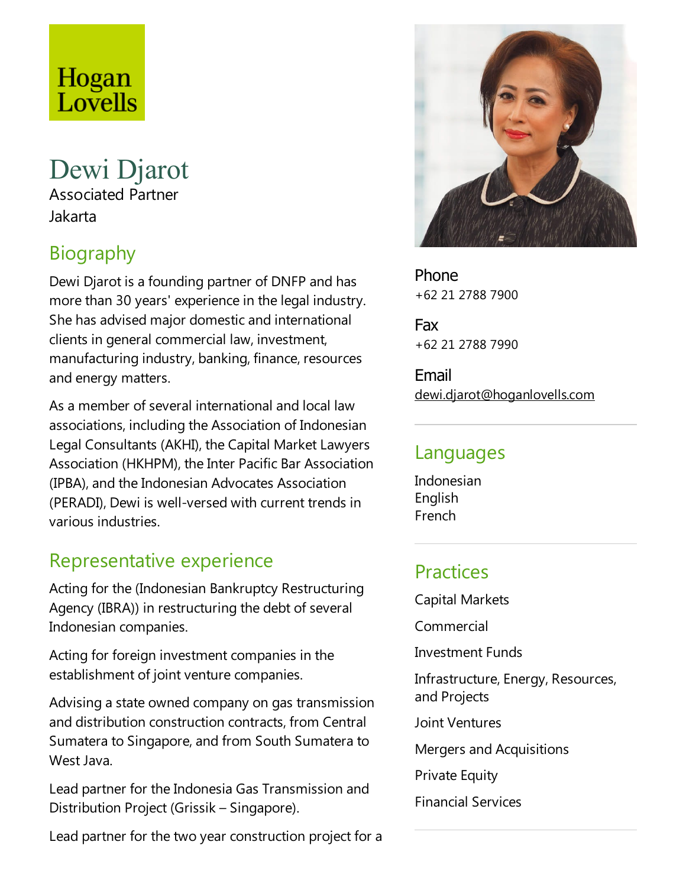Hogan Lovells

# Dewi Djarot

Associated Partner
Jakarta

## Biography

Dewi Djarot is a founding partner of DNFP and has more than 30 years' experience in the legal industry. She has advised major domestic and international clients in general commercial law, investment, manufacturing industry, banking, finance, resources and energy matters.

As a member of several international and local law associations, including the Association of Indonesian Legal Consultants (AKHI), the Capital Market Lawyers Association (HKHPM), the Inter Pacific Bar Association (IPBA), and the Indonesian Advocates Association (PERADI), Dewi is well-versed with current trends in various industries.

## Representative experience

Acting for the (Indonesian Bankruptcy Restructuring Agency (IBRA)) in restructuring the debt of several Indonesian companies.

Acting for foreign investment companies in the establishment of joint venture companies.

Advising a state owned company on gas transmission and distribution construction contracts, from Central Sumatera to Singapore, and from South Sumatera to West Java.

Lead partner for the Indonesia Gas Transmission and Distribution Project (Grissik – Singapore).

Lead partner for the two year construction project for a

**Phone**
+62 21 2788 7900

**Fax**
+62 21 2788 7990

**Email**
dewi.djarot@hoganlovells.com

## Languages

Indonesian
English
French

## Practices

Capital Markets

Commercial

Investment Funds

Infrastructure, Energy, Resources, and Projects

Joint Ventures

Mergers and Acquisitions

Private Equity

Financial Services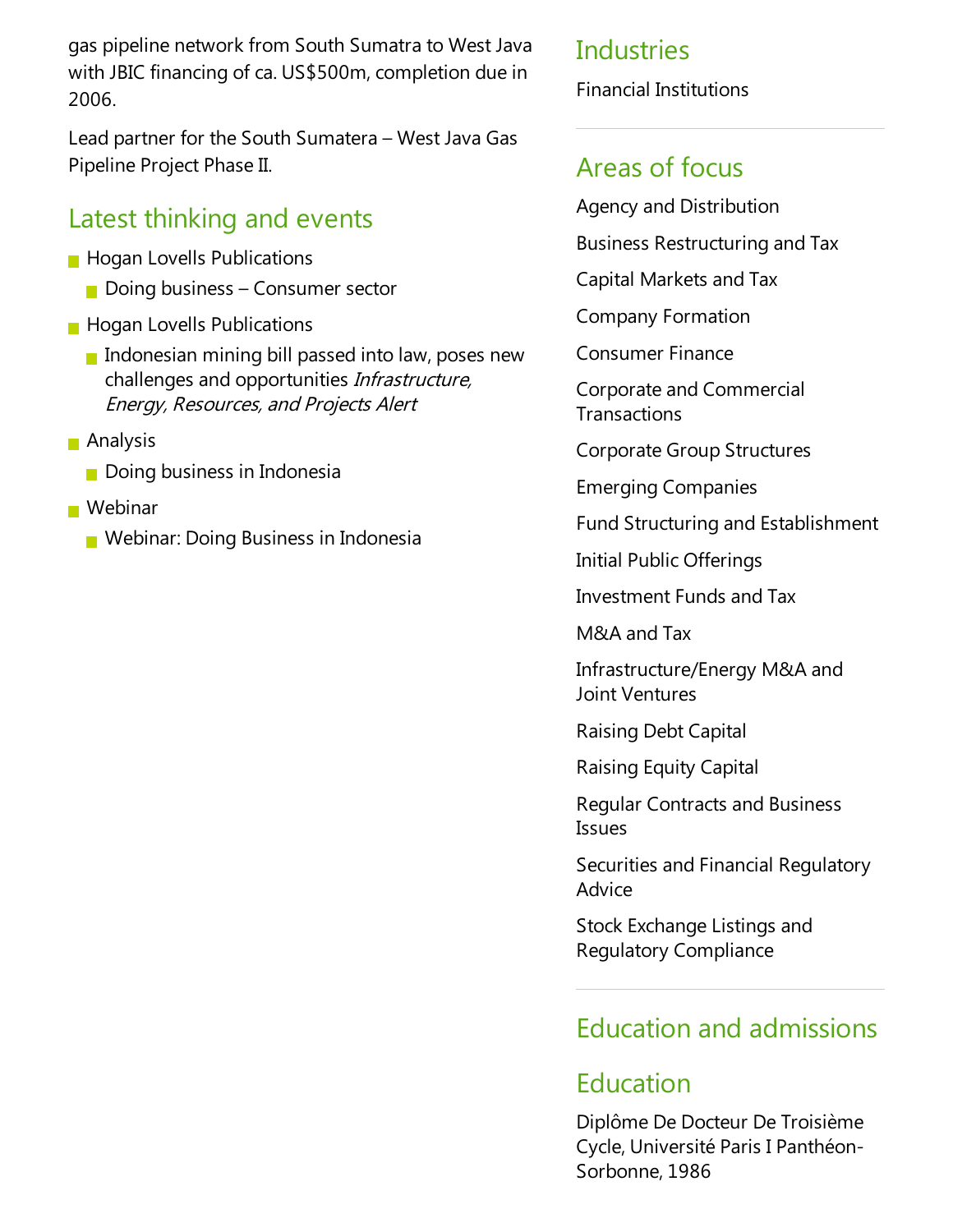gas pipeline network from South Sumatra to West Java with JBIC financing of ca. US$500m, completion due in 2006.

Lead partner for the South Sumatera – West Java Gas Pipeline Project Phase II.

## Latest thinking and events

- Hogan Lovells Publications
  - Doing business – Consumer sector
- Hogan Lovells Publications
  - Indonesian mining bill passed into law, poses new challenges and opportunities *Infrastructure, Energy, Resources, and Projects Alert*
- Analysis
  - Doing business in Indonesia
- Webinar
  - Webinar: Doing Business in Indonesia

## Industries

Financial Institutions

## Areas of focus

Agency and Distribution

Business Restructuring and Tax

Capital Markets and Tax

Company Formation

Consumer Finance

Corporate and Commercial Transactions

Corporate Group Structures

Emerging Companies

Fund Structuring and Establishment

Initial Public Offerings

Investment Funds and Tax

M&A and Tax

Infrastructure/Energy M&A and Joint Ventures

Raising Debt Capital

Raising Equity Capital

Regular Contracts and Business Issues

Securities and Financial Regulatory Advice

Stock Exchange Listings and Regulatory Compliance

## Education and admissions

## Education

Diplôme De Docteur De Troisième Cycle, Université Paris I Panthéon-Sorbonne, 1986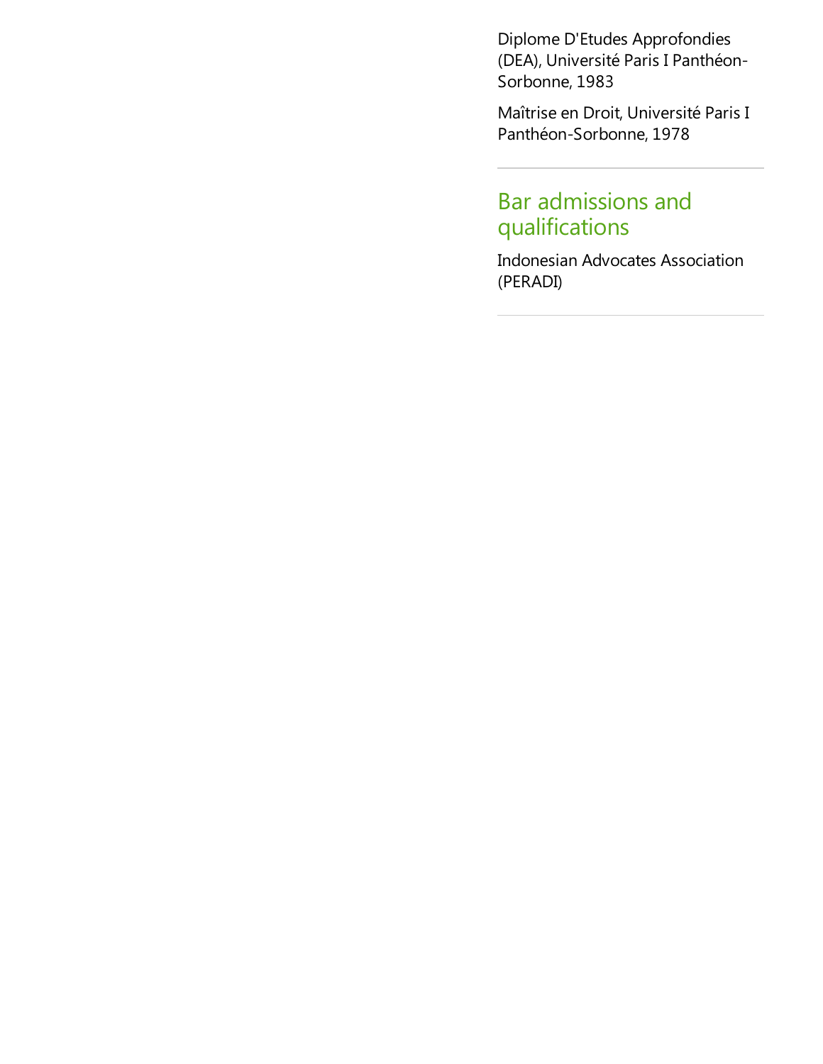Diplome D'Etudes Approfondies (DEA), Université Paris I Panthéon-Sorbonne, 1983

Maîtrise en Droit, Université Paris I Panthéon-Sorbonne, 1978

---

## Bar admissions and qualifications

Indonesian Advocates Association (PERADI)

---